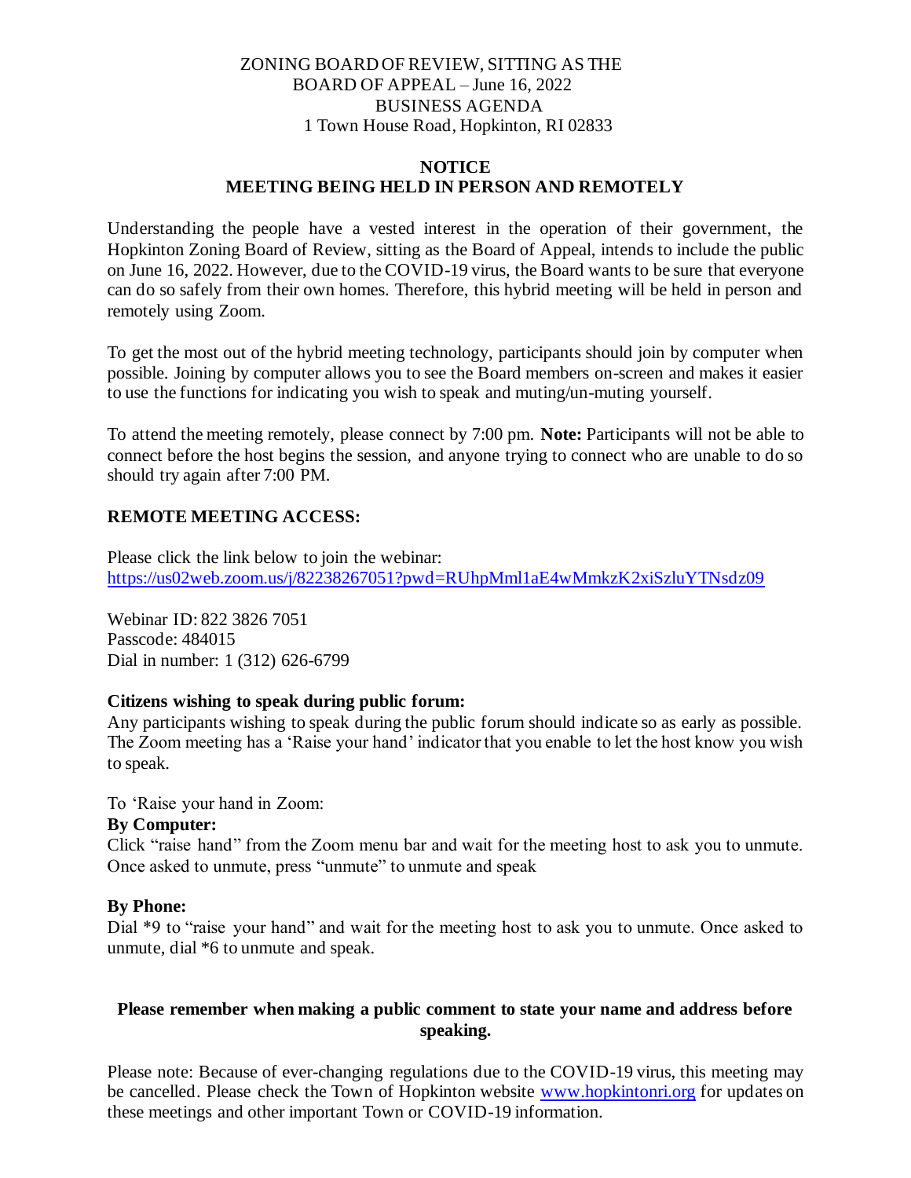ZONING BOARD OF REVIEW, SITTING AS THE
BOARD OF APPEAL – June 16, 2022
BUSINESS AGENDA
1 Town House Road, Hopkinton, RI 02833

## NOTICE
## MEETING BEING HELD IN PERSON AND REMOTELY

Understanding the people have a vested interest in the operation of their government, the Hopkinton Zoning Board of Review, sitting as the Board of Appeal, intends to include the public on June 16, 2022. However, due to the COVID-19 virus, the Board wants to be sure that everyone can do so safely from their own homes. Therefore, this hybrid meeting will be held in person and remotely using Zoom.

To get the most out of the hybrid meeting technology, participants should join by computer when possible. Joining by computer allows you to see the Board members on-screen and makes it easier to use the functions for indicating you wish to speak and muting/un-muting yourself.

To attend the meeting remotely, please connect by 7:00 pm. **Note:** Participants will not be able to connect before the host begins the session, and anyone trying to connect who are unable to do so should try again after 7:00 PM.

**REMOTE MEETING ACCESS:**

Please click the link below to join the webinar:
https://us02web.zoom.us/j/82238267051?pwd=RUhpMml1aE4wMmkzK2xiSzluYTNsdz09

Webinar ID: 822 3826 7051
Passcode: 484015
Dial in number: 1 (312) 626-6799

**Citizens wishing to speak during public forum:**
Any participants wishing to speak during the public forum should indicate so as early as possible. The Zoom meeting has a 'Raise your hand' indicator that you enable to let the host know you wish to speak.

To 'Raise your hand in Zoom:

**By Computer:**
Click "raise hand" from the Zoom menu bar and wait for the meeting host to ask you to unmute. Once asked to unmute, press "unmute" to unmute and speak

**By Phone:**
Dial *9 to "raise your hand" and wait for the meeting host to ask you to unmute. Once asked to unmute, dial *6 to unmute and speak.

**Please remember when making a public comment to state your name and address before speaking.**

Please note: Because of ever-changing regulations due to the COVID-19 virus, this meeting may be cancelled. Please check the Town of Hopkinton website www.hopkintonri.org for updates on these meetings and other important Town or COVID-19 information.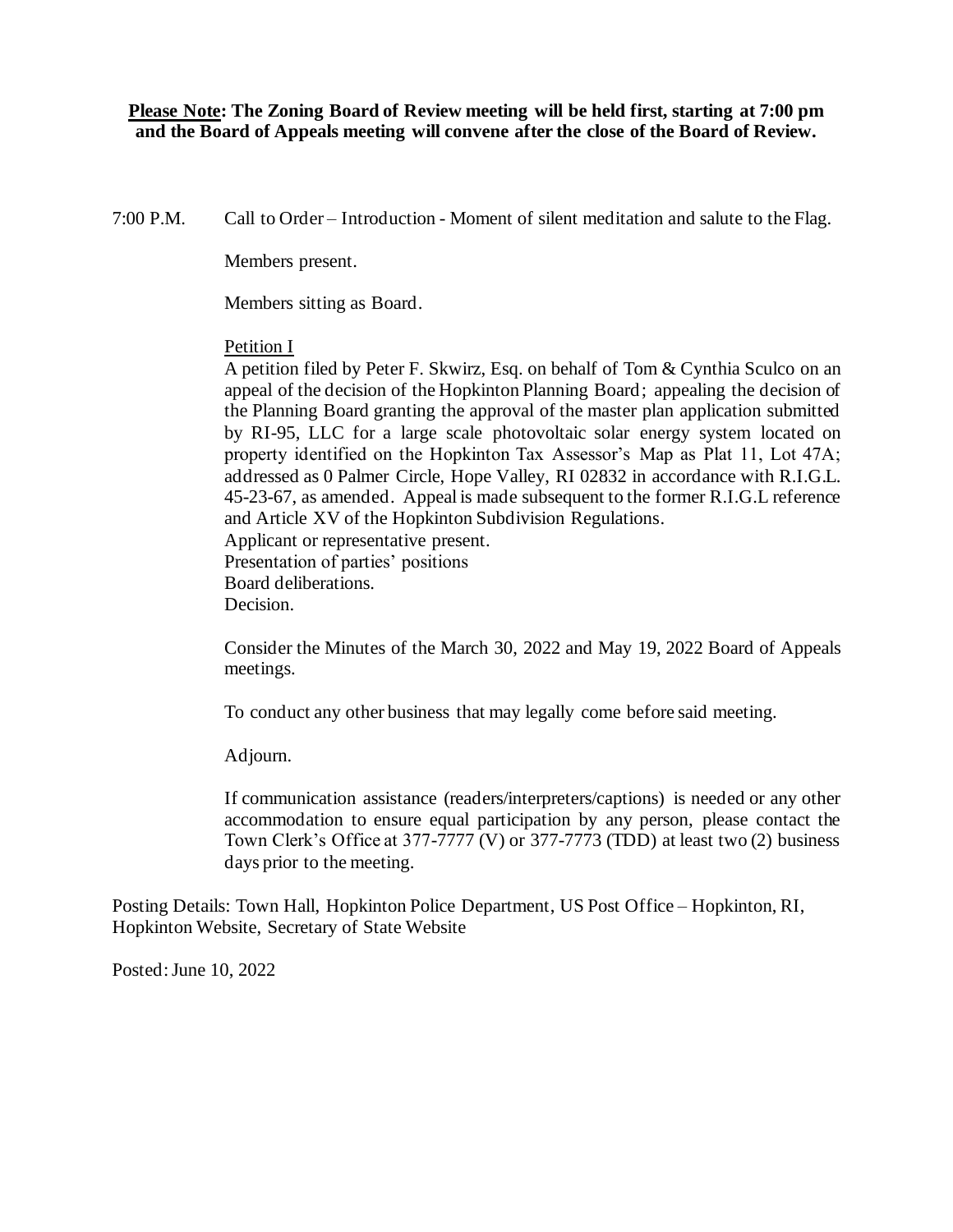**Please Note: The Zoning Board of Review meeting will be held first, starting at 7:00 pm and the Board of Appeals meeting will convene after the close of the Board of Review.**

7:00 P.M. Call to Order – Introduction - Moment of silent meditation and salute to the Flag.

Members present.

Members sitting as Board.

Petition I

A petition filed by Peter F. Skwirz, Esq. on behalf of Tom & Cynthia Sculco on an appeal of the decision of the Hopkinton Planning Board; appealing the decision of the Planning Board granting the approval of the master plan application submitted by RI-95, LLC for a large scale photovoltaic solar energy system located on property identified on the Hopkinton Tax Assessor's Map as Plat 11, Lot 47A; addressed as 0 Palmer Circle, Hope Valley, RI 02832 in accordance with R.I.G.L. 45-23-67, as amended. Appeal is made subsequent to the former R.I.G.L reference and Article XV of the Hopkinton Subdivision Regulations.
Applicant or representative present.
Presentation of parties' positions
Board deliberations.
Decision.

Consider the Minutes of the March 30, 2022 and May 19, 2022 Board of Appeals meetings.

To conduct any other business that may legally come before said meeting.

Adjourn.

If communication assistance (readers/interpreters/captions) is needed or any other accommodation to ensure equal participation by any person, please contact the Town Clerk's Office at 377-7777 (V) or 377-7773 (TDD) at least two (2) business days prior to the meeting.

Posting Details: Town Hall, Hopkinton Police Department, US Post Office – Hopkinton, RI, Hopkinton Website, Secretary of State Website

Posted: June 10, 2022